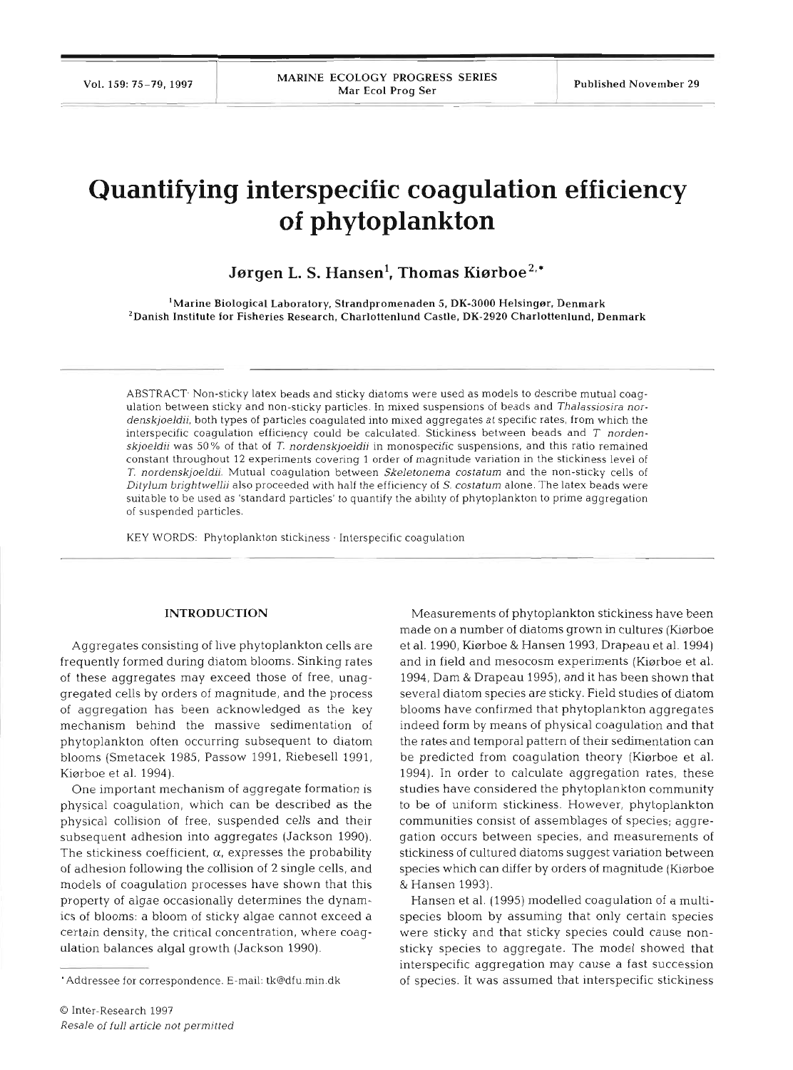# Quantifying interspecific coagulation efficiency of phytoplankton

**Jørgen L. S. Hansen[1], Thomas Kiørboe[2,*]**

[1]Marine Biological Laboratory, Strandpromenaden 5, DK-3000 Helsingør, Denmark
[2]Danish Institute for Fisheries Research, Charlottenlund Castle, DK-2920 Charlottenlund, Denmark

ABSTRACT: Non-sticky latex beads and sticky diatoms were used as models to describe mutual coagulation between sticky and non-sticky particles. In mixed suspensions of beads and *Thalassiosira nordenskjoeldii*, both types of particles coagulated into mixed aggregates at specific rates, from which the interspecific coagulation efficiency could be calculated. Stickiness between beads and *T. nordenskjoeldii* was 50% of that of *T. nordenskjoeldii* in monospecific suspensions, and this ratio remained constant throughout 12 experiments covering 1 order of magnitude variation in the stickiness level of *T. nordenskjoeldii*. Mutual coagulation between *Skeletonema costatum* and the non-sticky cells of *Ditylum brightwellii* also proceeded with half the efficiency of *S. costatum* alone. The latex beads were suitable to be used as 'standard particles' to quantify the ability of phytoplankton to prime aggregation of suspended particles.

KEY WORDS: Phytoplankton stickiness · Interspecific coagulation

## INTRODUCTION

Aggregates consisting of live phytoplankton cells are frequently formed during diatom blooms. Sinking rates of these aggregates may exceed those of free, unaggregated cells by orders of magnitude, and the process of aggregation has been acknowledged as the key mechanism behind the massive sedimentation of phytoplankton often occurring subsequent to diatom blooms (Smetacek 1985, Passow 1991, Riebesell 1991, Kiørboe et al. 1994).

One important mechanism of aggregate formation is physical coagulation, which can be described as the physical collision of free, suspended cells and their subsequent adhesion into aggregates (Jackson 1990). The stickiness coefficient, $\alpha$, expresses the probability of adhesion following the collision of 2 single cells, and models of coagulation processes have shown that this property of algae occasionally determines the dynamics of blooms: a bloom of sticky algae cannot exceed a certain density, the critical concentration, where coagulation balances algal growth (Jackson 1990).

Measurements of phytoplankton stickiness have been made on a number of diatoms grown in cultures (Kiørboe et al. 1990, Kiørboe & Hansen 1993, Drapeau et al. 1994) and in field and mesocosm experiments (Kiørboe et al. 1994, Dam & Drapeau 1995), and it has been shown that several diatom species are sticky. Field studies of diatom blooms have confirmed that phytoplankton aggregates indeed form by means of physical coagulation and that the rates and temporal pattern of their sedimentation can be predicted from coagulation theory (Kiørboe et al. 1994). In order to calculate aggregation rates, these studies have considered the phytoplankton community to be of uniform stickiness. However, phytoplankton communities consist of assemblages of species; aggregation occurs between species, and measurements of stickiness of cultured diatoms suggest variation between species which can differ by orders of magnitude (Kiørboe & Hansen 1993).

Hansen et al. (1995) modelled coagulation of a multispecies bloom by assuming that only certain species were sticky and that sticky species could cause non-sticky species to aggregate. The model showed that interspecific aggregation may cause a fast succession of species. It was assumed that interspecific stickiness

*Addressee for correspondence. E-mail: tk@dfu.min.dk

© Inter-Research 1997
*Resale of full article not permitted*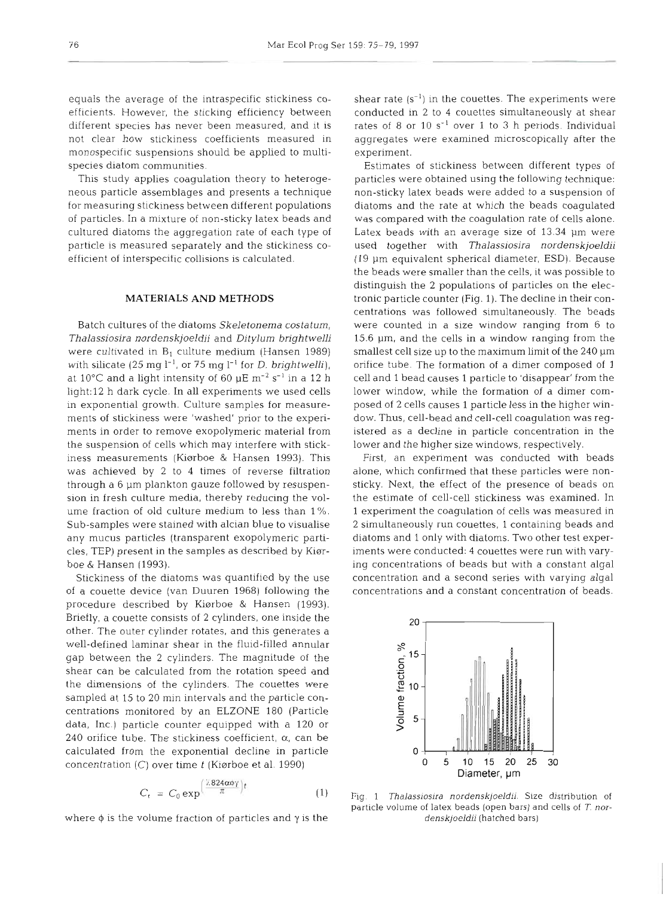equals the average of the intraspecific stickiness coefficients. However, the sticking efficiency between different species has never been measured, and it is not clear how stickiness coefficients measured in monospecific suspensions should be applied to multispecies diatom communities.

This study applies coagulation theory to heterogeneous particle assemblages and presents a technique for measuring stickiness between different populations of particles. In a mixture of non-sticky latex beads and cultured diatoms the aggregation rate of each type of particle is measured separately and the stickiness coefficient of interspecific collisions is calculated.

## MATERIALS AND METHODS

Batch cultures of the diatoms *Skeletonema costatum*, *Thalassiosira nordenskjoeldii* and *Ditylum brightwelli* were cultivated in $B_1$ culture medium (Hansen 1989) with silicate (25 mg $l^{-1}$, or 75 mg $l^{-1}$ for *D. brightwelli*), at 10°C and a light intensity of 60 µE $m^{-2}$ $s^{-1}$ in a 12 h light:12 h dark cycle. In all experiments we used cells in exponential growth. Culture samples for measurements of stickiness were 'washed' prior to the experiments in order to remove exopolymeric material from the suspension of cells which may interfere with stickiness measurements (Kiørboe & Hansen 1993). This was achieved by 2 to 4 times of reverse filtration through a 6 µm plankton gauze followed by resuspension in fresh culture media, thereby reducing the volume fraction of old culture medium to less than 1%. Sub-samples were stained with alcian blue to visualise any mucus particles (transparent exopolymeric particles, TEP) present in the samples as described by Kiørboe & Hansen (1993).

Stickiness of the diatoms was quantified by the use of a couette device (van Duuren 1968) following the procedure described by Kiørboe & Hansen (1993). Briefly, a couette consists of 2 cylinders, one inside the other. The outer cylinder rotates, and this generates a well-defined laminar shear in the fluid-filled annular gap between the 2 cylinders. The magnitude of the shear can be calculated from the rotation speed and the dimensions of the cylinders. The couettes were sampled at 15 to 20 min intervals and the particle concentrations monitored by an ELZONE 180 (Particle data, Inc.) particle counter equipped with a 120 or 240 orifice tube. The stickiness coefficient, $\alpha$, can be calculated from the exponential decline in particle concentration ($C$) over time $t$ (Kiørboe et al. 1990)

$$C_t = C_0 \exp^{\left(\frac{2.824\alpha\phi\gamma}{\pi}\right)t} \quad (1)$$

where $\phi$ is the volume fraction of particles and $\gamma$ is the shear rate ($s^{-1}$) in the couettes. The experiments were conducted in 2 to 4 couettes simultaneously at shear rates of 8 or 10 $s^{-1}$ over 1 to 3 h periods. Individual aggregates were examined microscopically after the experiment.

Estimates of stickiness between different types of particles were obtained using the following technique: non-sticky latex beads were added to a suspension of diatoms and the rate at which the beads coagulated was compared with the coagulation rate of cells alone. Latex beads with an average size of 13.34 µm were used together with *Thalassiosira nordenskjoeldii* (19 µm equivalent spherical diameter, ESD). Because the beads were smaller than the cells, it was possible to distinguish the 2 populations of particles on the electronic particle counter (Fig. 1). The decline in their concentrations was followed simultaneously. The beads were counted in a size window ranging from 6 to 15.6 µm, and the cells in a window ranging from the smallest cell size up to the maximum limit of the 240 µm orifice tube. The formation of a dimer composed of 1 cell and 1 bead causes 1 particle to 'disappear' from the lower window, while the formation of a dimer composed of 2 cells causes 1 particle less in the higher window. Thus, cell-bead and cell-cell coagulation was registered as a decline in particle concentration in the lower and the higher size windows, respectively.

First, an experiment was conducted with beads alone, which confirmed that these particles were non-sticky. Next, the effect of the presence of beads on the estimate of cell-cell stickiness was examined. In 1 experiment the coagulation of cells was measured in 2 simultaneously run couettes, 1 containing beads and diatoms and 1 only with diatoms. Two other test experiments were conducted: 4 couettes were run with varying concentrations of beads but with a constant algal concentration and a second series with varying algal concentrations and a constant concentration of beads.

Fig. 1. *Thalassiosira nordenskjoeldii*. Size distribution of particle volume of latex beads (open bars) and cells of *T. nordenskjoeldii* (hatched bars)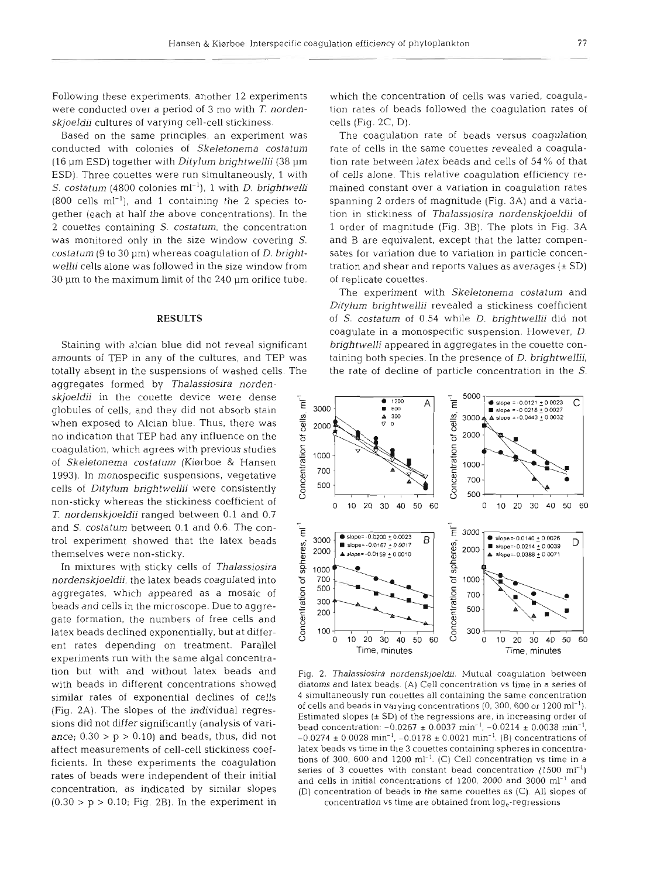Following these experiments, another 12 experiments were conducted over a period of 3 mo with *T. nordenskjoeldii* cultures of varying cell-cell stickiness.

Based on the same principles, an experiment was conducted with colonies of *Skeletonema costatum* (16 µm ESD) together with *Ditylum brightwellii* (38 µm ESD). Three couettes were run simultaneously, 1 with *S. costatum* (4800 colonies $ml^{-1}$), 1 with *D. brightwelli* (800 cells $ml^{-1}$), and 1 containing the 2 species together (each at half the above concentrations). In the 2 couettes containing *S. costatum*, the concentration was monitored only in the size window covering *S. costatum* (9 to 30 µm) whereas coagulation of *D. brightwellii* cells alone was followed in the size window from 30 µm to the maximum limit of the 240 µm orifice tube.

## RESULTS

Staining with alcian blue did not reveal significant amounts of TEP in any of the cultures, and TEP was totally absent in the suspensions of washed cells. The aggregates formed by *Thalassiosira nordenskjoeldii* in the couette device were dense globules of cells, and they did not absorb stain when exposed to Alcian blue. Thus, there was no indication that TEP had any influence on the coagulation, which agrees with previous studies of *Skeletonema costatum* (Kiørboe & Hansen 1993). In monospecific suspensions, vegetative cells of *Ditylum brightwellii* were consistently non-sticky whereas the stickiness coefficient of *T. nordenskjoeldii* ranged between 0.1 and 0.7 and *S. costatum* between 0.1 and 0.6. The control experiment showed that the latex beads themselves were non-sticky.

In mixtures with sticky cells of *Thalassiosira nordenskjoeldii*, the latex beads coagulated into aggregates, which appeared as a mosaic of beads and cells in the microscope. Due to aggregate formation, the numbers of free cells and latex beads declined exponentially, but at different rates depending on treatment. Parallel experiments run with the same algal concentration but with and without latex beads and with beads in different concentrations showed similar rates of exponential declines of cells (Fig. 2A). The slopes of the individual regressions did not differ significantly (analysis of variance; $0.30 > p > 0.10$) and beads, thus, did not affect measurements of cell-cell stickiness coefficients. In these experiments the coagulation rates of beads were independent of their initial concentration, as indicated by similar slopes ($0.30 > p > 0.10$; Fig. 2B). In the experiment in which the concentration of cells was varied, coagulation rates of beads followed the coagulation rates of cells (Fig. 2C, D).

The coagulation rate of beads versus coagulation rate of cells in the same couettes revealed a coagulation rate between latex beads and cells of 54% of that of cells alone. This relative coagulation efficiency remained constant over a variation in coagulation rates spanning 2 orders of magnitude (Fig. 3A) and a variation in stickiness of *Thalassiosira nordenskjoeldii* of 1 order of magnitude (Fig. 3B). The plots in Fig. 3A and B are equivalent, except that the latter compensates for variation due to variation in particle concentration and shear and reports values as averages (± SD) of replicate couettes.

The experiment with *Skeletonema costatum* and *Ditylum brightwellii* revealed a stickiness coefficient of *S. costatum* of 0.54 while *D. brightwellii* did not coagulate in a monospecific suspension. However, *D. brightwelli* appeared in aggregates in the couette containing both species. In the presence of *D. brightwellii*, the rate of decline of particle concentration in the *S.*

Fig. 2. *Thalassiosira nordenskjoeldii*. Mutual coagulation between diatoms and latex beads. (A) Cell concentration vs time in a series of 4 simultaneously run couettes all containing the same concentration of cells and beads in varying concentrations (0, 300, 600 or 1200 $ml^{-1}$). Estimated slopes (± SD) of the regressions are, in increasing order of bead concentration: $-0.0267 \pm 0.0037$ $min^{-1}$, $-0.0214 \pm 0.0038$ $min^{-1}$, $-0.0274 \pm 0.0028$ $min^{-1}$, $-0.0178 \pm 0.0021$ $min^{-1}$. (B) concentrations of latex beads vs time in the 3 couettes containing spheres in concentrations of 300, 600 and 1200 $ml^{-1}$. (C) Cell concentration vs time in a series of 3 couettes with constant bead concentration (1500 $ml^{-1}$) and cells in initial concentrations of 1200, 2000 and 3000 $ml^{-1}$ and (D) concentration of beads in the same couettes as (C). All slopes of concentration vs time are obtained from $\log_e$-regressions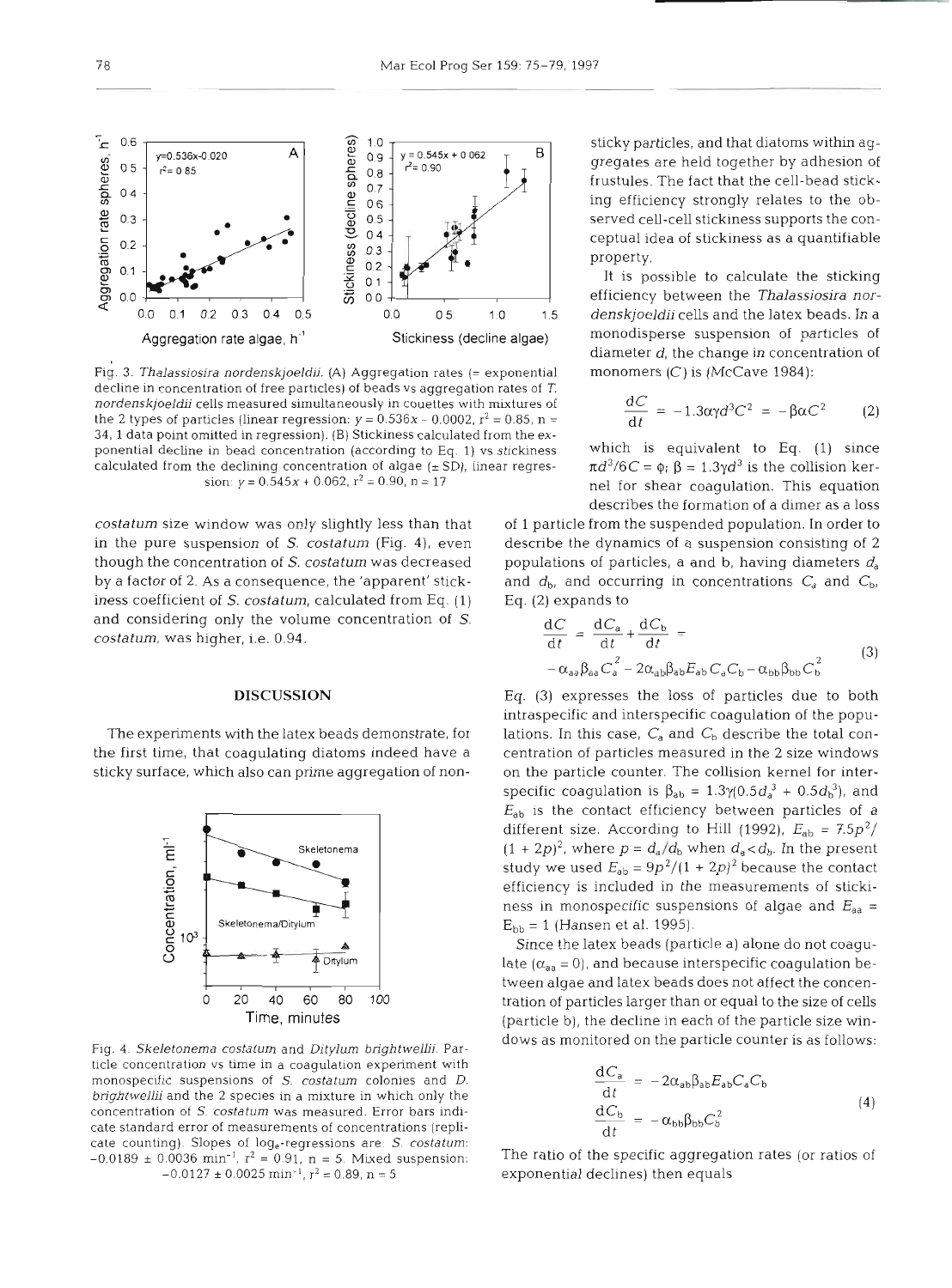Fig. 3. *Thalassiosira nordenskjoeldii*. (A) Aggregation rates (= exponential decline in concentration of free particles) of beads vs aggregation rates of *T. nordenskjoeldii* cells measured simultaneously in couettes with mixtures of the 2 types of particles (linear regression: $y = 0.536x - 0.0002$, $r^2 = 0.85$, $n = 34$, 1 data point omitted in regression). (B) Stickiness calculated from the exponential decline in bead concentration (according to Eq. 1) vs stickiness calculated from the declining concentration of algae (± SD), linear regression: $y = 0.545x + 0.062$, $r^2 = 0.90$, $n = 17$

*costatum* size window was only slightly less than that in the pure suspension of *S. costatum* (Fig. 4), even though the concentration of *S. costatum* was decreased by a factor of 2. As a consequence, the 'apparent' stickiness coefficient of *S. costatum*, calculated from Eq. (1) and considering only the volume concentration of *S. costatum*, was higher, i.e. 0.94.

## DISCUSSION

The experiments with the latex beads demonstrate, for the first time, that coagulating diatoms indeed have a sticky surface, which also can prime aggregation of non-sticky particles, and that diatoms within aggregates are held together by adhesion of frustules. The fact that the cell-bead sticking efficiency strongly relates to the observed cell-cell stickiness supports the conceptual idea of stickiness as a quantifiable property.

Fig. 4. *Skeletonema costatum* and *Ditylum brightwellii*. Particle concentration vs time in a coagulation experiment with monospecific suspensions of *S. costatum* colonies and *D. brightwellii* and the 2 species in a mixture in which only the concentration of *S. costatum* was measured. Error bars indicate standard error of measurements of concentrations (replicate counting). Slopes of $\log_e$-regressions are: *S. costatum*: $-0.0189 \pm 0.0036$ min$^{-1}$, $r^2 = 0.91$, $n = 5$. Mixed suspension: $-0.0127 \pm 0.0025$ min$^{-1}$, $r^2 = 0.89$, $n = 5$

It is possible to calculate the sticking efficiency between the *Thalassiosira nordenskjoeldii* cells and the latex beads. In a monodisperse suspension of particles of diameter $d$, the change in concentration of monomers ($C$) is (McCave 1984):

$$\frac{dC}{dt} = -1.3\alpha\gamma d^3 C^2 = -\beta\alpha C^2 \quad (2)$$

which is equivalent to Eq. (1) since $\pi d^3/6C = \phi$; $\beta = 1.3\gamma d^3$ is the collision kernel for shear coagulation. This equation describes the formation of a dimer as a loss of 1 particle from the suspended population. In order to describe the dynamics of a suspension consisting of 2 populations of particles, a and b, having diameters $d_a$ and $d_b$, and occurring in concentrations $C_a$ and $C_b$, Eq. (2) expands to

$$\frac{dC}{dt} = \frac{dC_a}{dt} + \frac{dC_b}{dt} = -\alpha_{aa}\beta_{aa}C_a^2 - 2\alpha_{ab}\beta_{ab}E_{ab}C_aC_b - \alpha_{bb}\beta_{bb}C_b^2 \quad (3)$$

Eq. (3) expresses the loss of particles due to both intraspecific and interspecific coagulation of the populations. In this case, $C_a$ and $C_b$ describe the total concentration of particles measured in the 2 size windows on the particle counter. The collision kernel for interspecific coagulation is $\beta_{ab} = 1.3\gamma(0.5d_a^3 + 0.5d_b^3)$, and $E_{ab}$ is the contact efficiency between particles of a different size. According to Hill (1992), $E_{ab} = 7.5p^2/(1 + 2p)^2$, where $p = d_a/d_b$ when $d_a < d_b$. In the present study we used $E_{ab} = 9p^2/(1 + 2p)^2$ because the contact efficiency is included in the measurements of stickiness in monospecific suspensions of algae and $E_{aa} = E_{bb} = 1$ (Hansen et al. 1995).

Since the latex beads (particle a) alone do not coagulate ($\alpha_{aa} = 0$), and because interspecific coagulation between algae and latex beads does not affect the concentration of particles larger than or equal to the size of cells (particle b), the decline in each of the particle size windows as monitored on the particle counter is as follows:

$$\frac{dC_a}{dt} = -2\alpha_{ab}\beta_{ab}E_{ab}C_aC_b$$
$$\frac{dC_b}{dt} = -\alpha_{bb}\beta_{bb}C_b^2 \quad (4)$$

The ratio of the specific aggregation rates (or ratios of exponential declines) then equals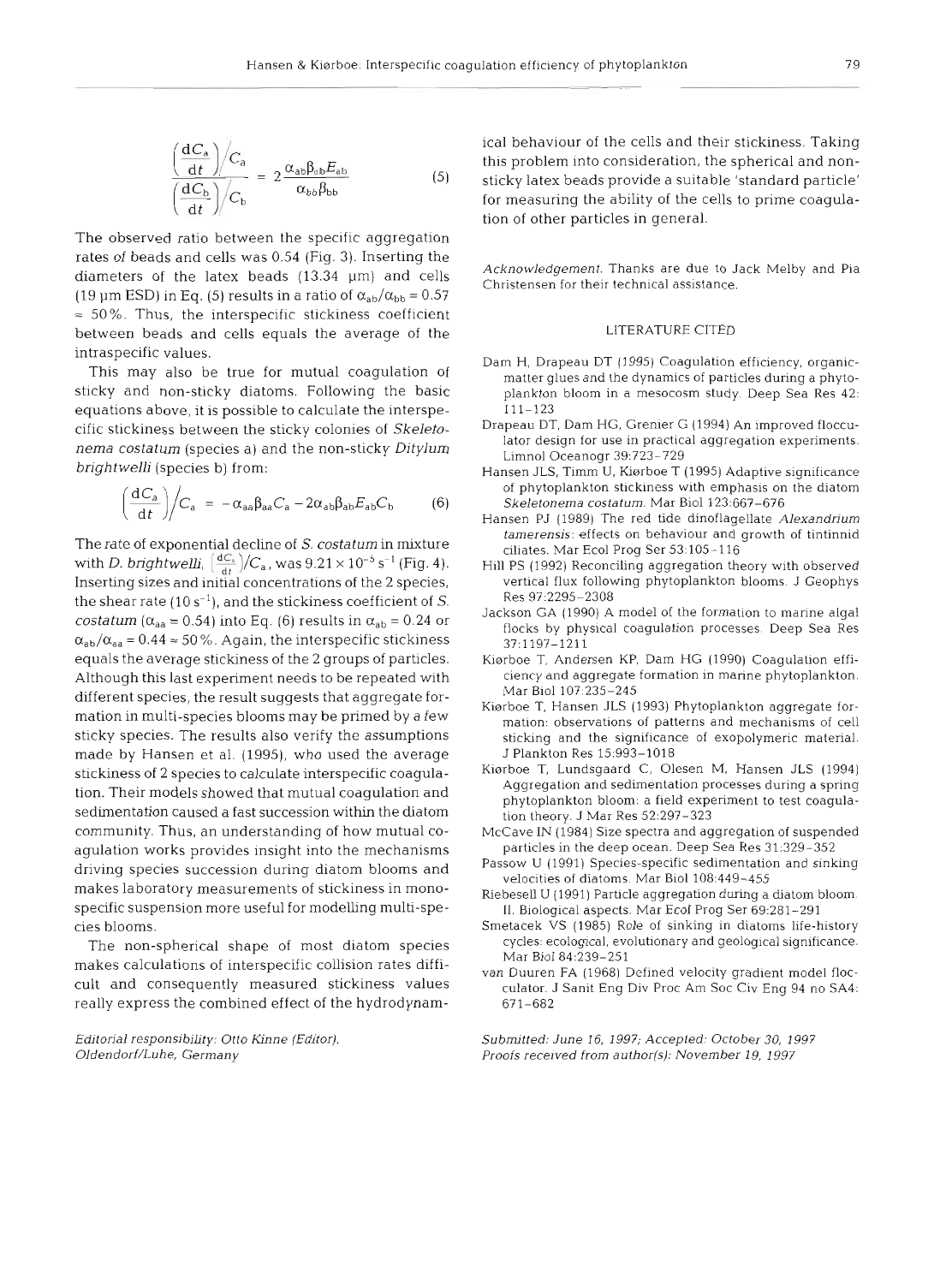$$\frac{\left(\frac{dC_a}{dt}\right)\Big/C_a}{\left(\frac{dC_b}{dt}\right)\Big/C_b} = 2\frac{\alpha_{ab}\beta_{ab}E_{ab}}{\alpha_{bb}\beta_{bb}} \qquad (5)$$

The observed ratio between the specific aggregation rates of beads and cells was 0.54 (Fig. 3). Inserting the diameters of the latex beads (13.34 µm) and cells (19 µm ESD) in Eq. (5) results in a ratio of $\alpha_{ab}/\alpha_{bb} = 0.57 \approx 50\%$. Thus, the interspecific stickiness coefficient between beads and cells equals the average of the intraspecific values.

This may also be true for mutual coagulation of sticky and non-sticky diatoms. Following the basic equations above, it is possible to calculate the interspecific stickiness between the sticky colonies of *Skeletonema costatum* (species a) and the non-sticky *Ditylum brightwelli* (species b) from:

$$\left(\frac{dC_a}{dt}\right)\Big/C_a = -\alpha_{aa}\beta_{aa}C_a - 2\alpha_{ab}\beta_{ab}E_{ab}C_b \qquad (6)$$

The rate of exponential decline of *S. costatum* in mixture with *D. brightwelli*, $\left(\frac{dC_a}{dt}\right)/C_a$, was $9.21 \times 10^{-5}$ s$^{-1}$ (Fig. 4). Inserting sizes and initial concentrations of the 2 species, the shear rate (10 s$^{-1}$), and the stickiness coefficient of *S. costatum* ($\alpha_{aa} = 0.54$) into Eq. (6) results in $\alpha_{ab} = 0.24$ or $\alpha_{ab}/\alpha_{aa} = 0.44 \approx 50\%$. Again, the interspecific stickiness equals the average stickiness of the 2 groups of particles. Although this last experiment needs to be repeated with different species, the result suggests that aggregate formation in multi-species blooms may be primed by a few sticky species. The results also verify the assumptions made by Hansen et al. (1995), who used the average stickiness of 2 species to calculate interspecific coagulation. Their models showed that mutual coagulation and sedimentation caused a fast succession within the diatom community. Thus, an understanding of how mutual coagulation works provides insight into the mechanisms driving species succession during diatom blooms and makes laboratory measurements of stickiness in monospecific suspension more useful for modelling multi-species blooms.

The non-spherical shape of most diatom species makes calculations of interspecific collision rates difficult and consequently measured stickiness values really express the combined effect of the hydrodynamical behaviour of the cells and their stickiness. Taking this problem into consideration, the spherical and non-sticky latex beads provide a suitable 'standard particle' for measuring the ability of the cells to prime coagulation of other particles in general.

*Acknowledgement.* Thanks are due to Jack Melby and Pia Christensen for their technical assistance.

## LITERATURE CITED

Dam H, Drapeau DT (1995) Coagulation efficiency, organic-matter glues and the dynamics of particles during a phytoplankton bloom in a mesocosm study. Deep Sea Res 42: 111–123

Drapeau DT, Dam HG, Grenier G (1994) An improved flocculator design for use in practical aggregation experiments. Limnol Oceanogr 39:723–729

Hansen JLS, Timm U, Kiørboe T (1995) Adaptive significance of phytoplankton stickiness with emphasis on the diatom *Skeletonema costatum*. Mar Biol 123:667–676

Hansen PJ (1989) The red tide dinoflagellate *Alexandrium tamerensis*: effects on behaviour and growth of tintinnid ciliates. Mar Ecol Prog Ser 53:105–116

Hill PS (1992) Reconciling aggregation theory with observed vertical flux following phytoplankton blooms. J Geophys Res 97:2295–2308

Jackson GA (1990) A model of the formation to marine algal flocks by physical coagulation processes. Deep Sea Res 37:1197–1211

Kiørboe T, Andersen KP, Dam HG (1990) Coagulation efficiency and aggregate formation in marine phytoplankton. Mar Biol 107:235–245

Kiørboe T, Hansen JLS (1993) Phytoplankton aggregate formation: observations of patterns and mechanisms of cell sticking and the significance of exopolymeric material. J Plankton Res 15:993–1018

Kiørboe T, Lundsgaard C, Olesen M, Hansen JLS (1994) Aggregation and sedimentation processes during a spring phytoplankton bloom: a field experiment to test coagulation theory. J Mar Res 52:297–323

McCave IN (1984) Size spectra and aggregation of suspended particles in the deep ocean. Deep Sea Res 31:329–352

Passow U (1991) Species-specific sedimentation and sinking velocities of diatoms. Mar Biol 108:449–455

Riebesell U (1991) Particle aggregation during a diatom bloom. II. Biological aspects. Mar Ecol Prog Ser 69:281–291

Smetacek VS (1985) Role of sinking in diatoms life-history cycles: ecological, evolutionary and geological significance. Mar Biol 84:239–251

van Duuren FA (1968) Defined velocity gradient model flocculator. J Sanit Eng Div Proc Am Soc Civ Eng 94 no SA4: 671–682

*Editorial responsibility: Otto Kinne (Editor), Oldendorf/Luhe, Germany*

*Submitted: June 16, 1997; Accepted: October 30, 1997*
*Proofs received from author(s): November 19, 1997*